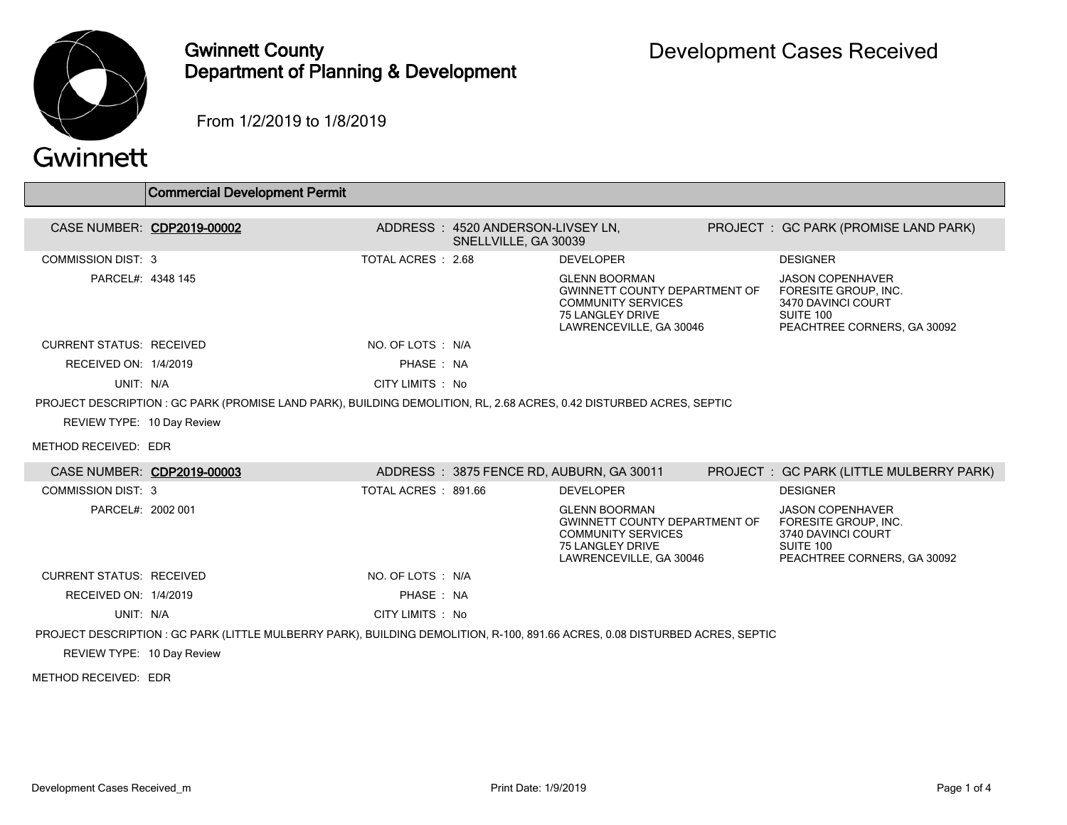# Gwinnett County
# Department of Planning & Development

## Development Cases Received

From 1/2/2019 to 1/8/2019

## Commercial Development Permit

**CASE NUMBER:** CDP2019-00002

**ADDRESS:** 4520 ANDERSON-LIVSEY LN, SNELLVILLE, GA 30039

**PROJECT:** GC PARK (PROMISE LAND PARK)

COMMISSION DIST: 3

TOTAL ACRES: 2.68

PARCEL#: 4348 145

**DEVELOPER**

GLENN BOORMAN
GWINNETT COUNTY DEPARTMENT OF COMMUNITY SERVICES
75 LANGLEY DRIVE
LAWRENCEVILLE, GA 30046

**DESIGNER**

JASON COPENHAVER
FORESITE GROUP, INC.
3470 DAVINCI COURT
SUITE 100
PEACHTREE CORNERS, GA 30092

CURRENT STATUS: RECEIVED

NO. OF LOTS: N/A

RECEIVED ON: 1/4/2019

PHASE: NA

UNIT: N/A

CITY LIMITS: No

PROJECT DESCRIPTION : GC PARK (PROMISE LAND PARK), BUILDING DEMOLITION, RL, 2.68 ACRES, 0.42 DISTURBED ACRES, SEPTIC

REVIEW TYPE: 10 Day Review

METHOD RECEIVED: EDR

---

**CASE NUMBER:** CDP2019-00003

**ADDRESS:** 3875 FENCE RD, AUBURN, GA 30011

**PROJECT:** GC PARK (LITTLE MULBERRY PARK)

COMMISSION DIST: 3

TOTAL ACRES: 891.66

PARCEL#: 2002 001

**DEVELOPER**

GLENN BOORMAN
GWINNETT COUNTY DEPARTMENT OF COMMUNITY SERVICES
75 LANGLEY DRIVE
LAWRENCEVILLE, GA 30046

**DESIGNER**

JASON COPENHAVER
FORESITE GROUP, INC.
3740 DAVINCI COURT
SUITE 100
PEACHTREE CORNERS, GA 30092

CURRENT STATUS: RECEIVED

NO. OF LOTS: N/A

RECEIVED ON: 1/4/2019

PHASE: NA

UNIT: N/A

CITY LIMITS: No

PROJECT DESCRIPTION : GC PARK (LITTLE MULBERRY PARK), BUILDING DEMOLITION, R-100, 891.66 ACRES, 0.08 DISTURBED ACRES, SEPTIC

REVIEW TYPE: 10 Day Review

METHOD RECEIVED: EDR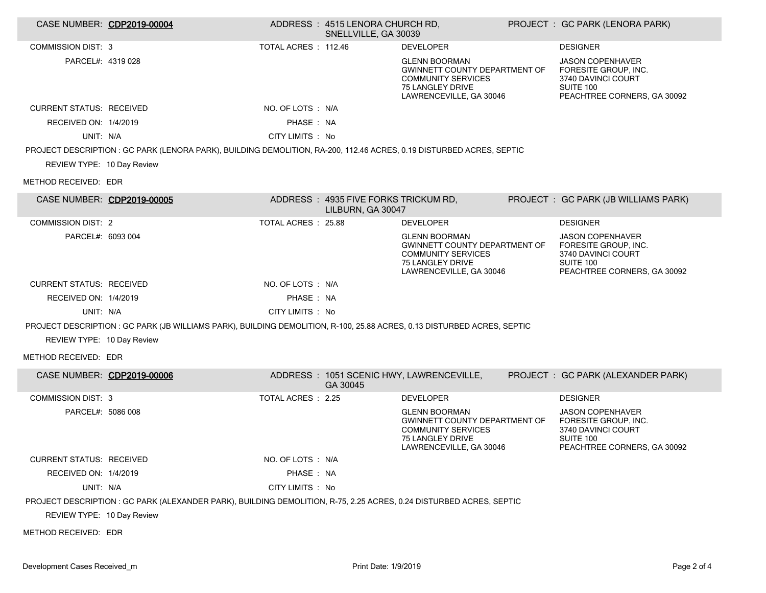## CASE NUMBER: CDP2019-00004

| | | | |
|---|---|---|---|
| CASE NUMBER: **CDP2019-00004** | ADDRESS : 4515 LENORA CHURCH RD, SNELLVILLE, GA 30039 | | PROJECT : GC PARK (LENORA PARK) |
| COMMISSION DIST: 3 | TOTAL ACRES : 112.46 | DEVELOPER | DESIGNER |
| PARCEL#: 4319 028 | | GLENN BOORMAN<br>GWINNETT COUNTY DEPARTMENT OF COMMUNITY SERVICES<br>75 LANGLEY DRIVE<br>LAWRENCEVILLE, GA 30046 | JASON COPENHAVER<br>FORESITE GROUP, INC.<br>3740 DAVINCI COURT<br>SUITE 100<br>PEACHTREE CORNERS, GA 30092 |
| CURRENT STATUS: RECEIVED | NO. OF LOTS : N/A | | |
| RECEIVED ON: 1/4/2019 | PHASE : NA | | |
| UNIT: N/A | CITY LIMITS : No | | |

PROJECT DESCRIPTION : GC PARK (LENORA PARK), BUILDING DEMOLITION, RA-200, 112.46 ACRES, 0.19 DISTURBED ACRES, SEPTIC

REVIEW TYPE: 10 Day Review

METHOD RECEIVED: EDR

## CASE NUMBER: CDP2019-00005

| | | | |
|---|---|---|---|
| CASE NUMBER: **CDP2019-00005** | ADDRESS : 4935 FIVE FORKS TRICKUM RD, LILBURN, GA 30047 | | PROJECT : GC PARK (JB WILLIAMS PARK) |
| COMMISSION DIST: 2 | TOTAL ACRES : 25.88 | DEVELOPER | DESIGNER |
| PARCEL#: 6093 004 | | GLENN BOORMAN<br>GWINNETT COUNTY DEPARTMENT OF COMMUNITY SERVICES<br>75 LANGLEY DRIVE<br>LAWRENCEVILLE, GA 30046 | JASON COPENHAVER<br>FORESITE GROUP, INC.<br>3740 DAVINCI COURT<br>SUITE 100<br>PEACHTREE CORNERS, GA 30092 |
| CURRENT STATUS: RECEIVED | NO. OF LOTS : N/A | | |
| RECEIVED ON: 1/4/2019 | PHASE : NA | | |
| UNIT: N/A | CITY LIMITS : No | | |

PROJECT DESCRIPTION : GC PARK (JB WILLIAMS PARK), BUILDING DEMOLITION, R-100, 25.88 ACRES, 0.13 DISTURBED ACRES, SEPTIC

REVIEW TYPE: 10 Day Review

METHOD RECEIVED: EDR

## CASE NUMBER: CDP2019-00006

| | | | |
|---|---|---|---|
| CASE NUMBER: **CDP2019-00006** | ADDRESS : 1051 SCENIC HWY, LAWRENCEVILLE, GA 30045 | | PROJECT : GC PARK (ALEXANDER PARK) |
| COMMISSION DIST: 3 | TOTAL ACRES : 2.25 | DEVELOPER | DESIGNER |
| PARCEL#: 5086 008 | | GLENN BOORMAN<br>GWINNETT COUNTY DEPARTMENT OF COMMUNITY SERVICES<br>75 LANGLEY DRIVE<br>LAWRENCEVILLE, GA 30046 | JASON COPENHAVER<br>FORESITE GROUP, INC.<br>3740 DAVINCI COURT<br>SUITE 100<br>PEACHTREE CORNERS, GA 30092 |
| CURRENT STATUS: RECEIVED | NO. OF LOTS : N/A | | |
| RECEIVED ON: 1/4/2019 | PHASE : NA | | |
| UNIT: N/A | CITY LIMITS : No | | |

PROJECT DESCRIPTION : GC PARK (ALEXANDER PARK), BUILDING DEMOLITION, R-75, 2.25 ACRES, 0.24 DISTURBED ACRES, SEPTIC

REVIEW TYPE: 10 Day Review

METHOD RECEIVED: EDR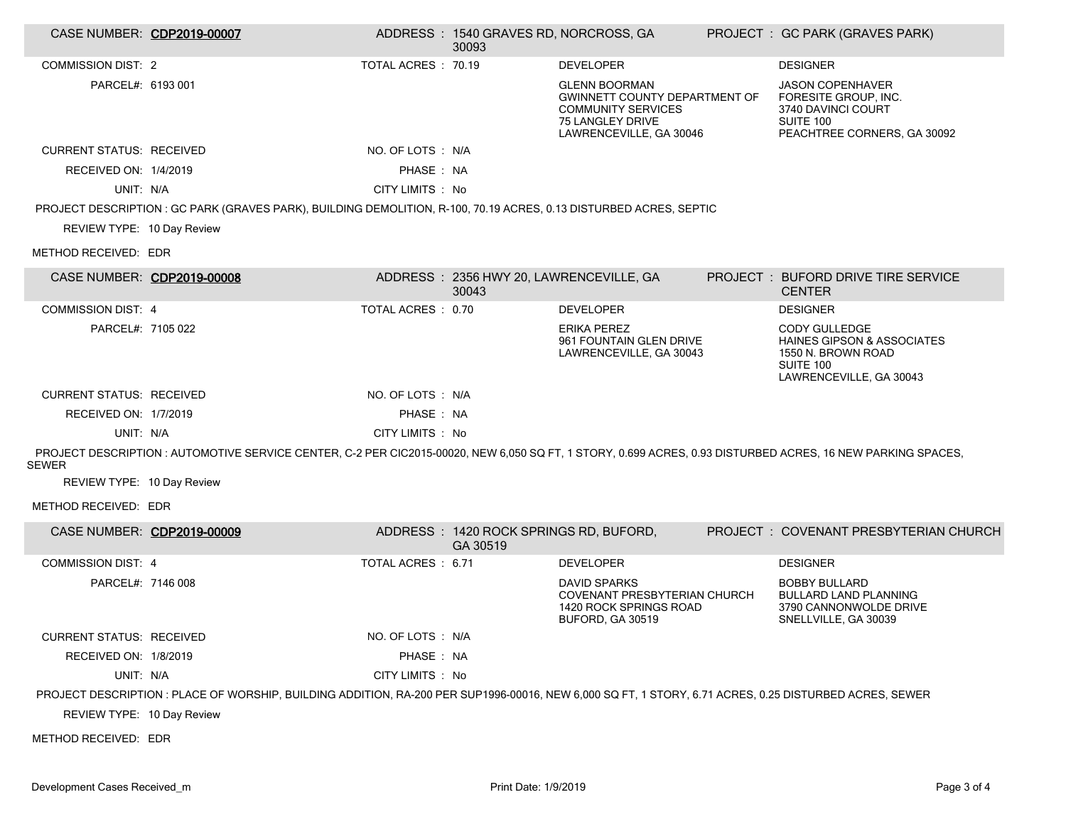**CASE NUMBER: CDP2019-00007**

ADDRESS : 1540 GRAVES RD, NORCROSS, GA 30093

PROJECT : GC PARK (GRAVES PARK)

COMMISSION DIST: 2

TOTAL ACRES : 70.19

PARCEL#: 6193 001

DEVELOPER

GLENN BOORMAN
GWINNETT COUNTY DEPARTMENT OF COMMUNITY SERVICES
75 LANGLEY DRIVE
LAWRENCEVILLE, GA 30046

DESIGNER

JASON COPENHAVER
FORESITE GROUP, INC.
3740 DAVINCI COURT
SUITE 100
PEACHTREE CORNERS, GA 30092

CURRENT STATUS: RECEIVED

NO. OF LOTS : N/A

RECEIVED ON: 1/4/2019

PHASE : NA

UNIT: N/A

CITY LIMITS : No

PROJECT DESCRIPTION : GC PARK (GRAVES PARK), BUILDING DEMOLITION, R-100, 70.19 ACRES, 0.13 DISTURBED ACRES, SEPTIC

REVIEW TYPE: 10 Day Review

METHOD RECEIVED: EDR

**CASE NUMBER: CDP2019-00008**

ADDRESS : 2356 HWY 20, LAWRENCEVILLE, GA 30043

PROJECT : BUFORD DRIVE TIRE SERVICE CENTER

COMMISSION DIST: 4

TOTAL ACRES : 0.70

PARCEL#: 7105 022

DEVELOPER

ERIKA PEREZ
961 FOUNTAIN GLEN DRIVE
LAWRENCEVILLE, GA 30043

DESIGNER

CODY GULLEDGE
HAINES GIPSON & ASSOCIATES
1550 N. BROWN ROAD
SUITE 100
LAWRENCEVILLE, GA 30043

CURRENT STATUS: RECEIVED

NO. OF LOTS : N/A

RECEIVED ON: 1/7/2019

PHASE : NA

UNIT: N/A

CITY LIMITS : No

PROJECT DESCRIPTION : AUTOMOTIVE SERVICE CENTER, C-2 PER CIC2015-00020, NEW 6,050 SQ FT, 1 STORY, 0.699 ACRES, 0.93 DISTURBED ACRES, 16 NEW PARKING SPACES, SEWER

REVIEW TYPE: 10 Day Review

METHOD RECEIVED: EDR

**CASE NUMBER: CDP2019-00009**

ADDRESS : 1420 ROCK SPRINGS RD, BUFORD, GA 30519

PROJECT : COVENANT PRESBYTERIAN CHURCH

COMMISSION DIST: 4

TOTAL ACRES : 6.71

PARCEL#: 7146 008

DEVELOPER

DAVID SPARKS
COVENANT PRESBYTERIAN CHURCH
1420 ROCK SPRINGS ROAD
BUFORD, GA 30519

DESIGNER

BOBBY BULLARD
BULLARD LAND PLANNING
3790 CANNONWOLDE DRIVE
SNELLVILLE, GA 30039

CURRENT STATUS: RECEIVED

NO. OF LOTS : N/A

RECEIVED ON: 1/8/2019

PHASE : NA

UNIT: N/A

CITY LIMITS : No

PROJECT DESCRIPTION : PLACE OF WORSHIP, BUILDING ADDITION, RA-200 PER SUP1996-00016, NEW 6,000 SQ FT, 1 STORY, 6.71 ACRES, 0.25 DISTURBED ACRES, SEWER

REVIEW TYPE: 10 Day Review

METHOD RECEIVED: EDR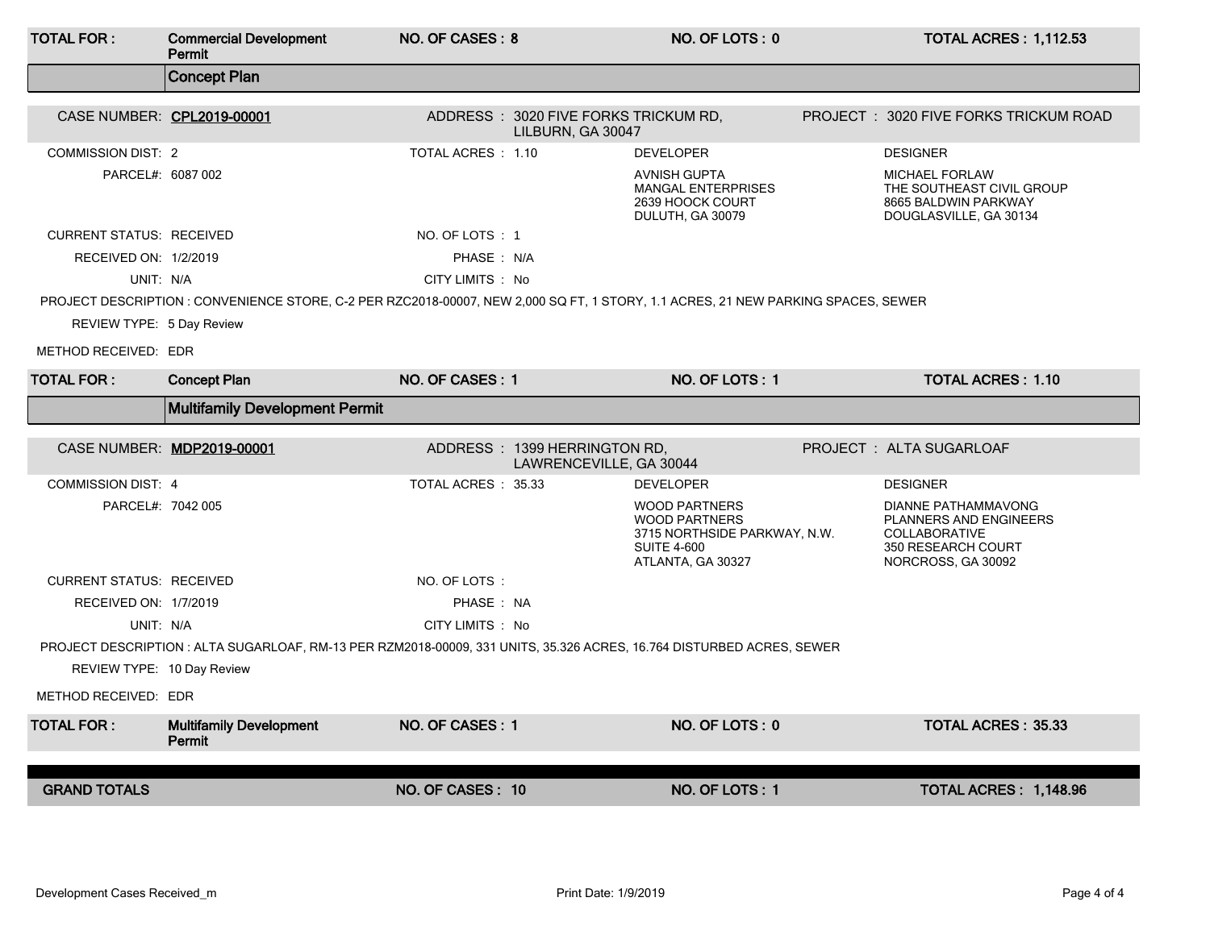| TOTAL FOR : | Commercial Development Permit | NO. OF CASES : 8 | NO. OF LOTS : 0 | TOTAL ACRES : 1,112.53 |
|---|---|---|---|---|

## Concept Plan

**CASE NUMBER: CPL2019-00001**

ADDRESS : 3020 FIVE FORKS TRICKUM RD, LILBURN, GA 30047

PROJECT : 3020 FIVE FORKS TRICKUM ROAD

COMMISSION DIST: 2

TOTAL ACRES : 1.10

PARCEL#: 6087 002

DEVELOPER: AVNISH GUPTA, MANGAL ENTERPRISES, 2639 HOOCK COURT, DULUTH, GA 30079

DESIGNER: MICHAEL FORLAW, THE SOUTHEAST CIVIL GROUP, 8665 BALDWIN PARKWAY, DOUGLASVILLE, GA 30134

CURRENT STATUS: RECEIVED

NO. OF LOTS : 1

RECEIVED ON: 1/2/2019

PHASE : N/A

UNIT: N/A

CITY LIMITS : No

PROJECT DESCRIPTION : CONVENIENCE STORE, C-2 PER RZC2018-00007, NEW 2,000 SQ FT, 1 STORY, 1.1 ACRES, 21 NEW PARKING SPACES, SEWER

REVIEW TYPE: 5 Day Review

METHOD RECEIVED: EDR

| TOTAL FOR : | Concept Plan | NO. OF CASES : 1 | NO. OF LOTS : 1 | TOTAL ACRES : 1.10 |
|---|---|---|---|---|

## Multifamily Development Permit

**CASE NUMBER: MDP2019-00001**

ADDRESS : 1399 HERRINGTON RD, LAWRENCEVILLE, GA 30044

PROJECT : ALTA SUGARLOAF

COMMISSION DIST: 4

TOTAL ACRES : 35.33

PARCEL#: 7042 005

DEVELOPER: WOOD PARTNERS, WOOD PARTNERS, 3715 NORTHSIDE PARKWAY, N.W., SUITE 4-600, ATLANTA, GA 30327

DESIGNER: DIANNE PATHAMMAVONG, PLANNERS AND ENGINEERS COLLABORATIVE, 350 RESEARCH COURT, NORCROSS, GA 30092

CURRENT STATUS: RECEIVED

NO. OF LOTS :

RECEIVED ON: 1/7/2019

PHASE : NA

UNIT: N/A

CITY LIMITS : No

PROJECT DESCRIPTION : ALTA SUGARLOAF, RM-13 PER RZM2018-00009, 331 UNITS, 35.326 ACRES, 16.764 DISTURBED ACRES, SEWER

REVIEW TYPE: 10 Day Review

METHOD RECEIVED: EDR

| TOTAL FOR : | Multifamily Development Permit | NO. OF CASES : 1 | NO. OF LOTS : 0 | TOTAL ACRES : 35.33 |
|---|---|---|---|---|

| GRAND TOTALS | NO. OF CASES : 10 | NO. OF LOTS : 1 | TOTAL ACRES : 1,148.96 |
|---|---|---|---|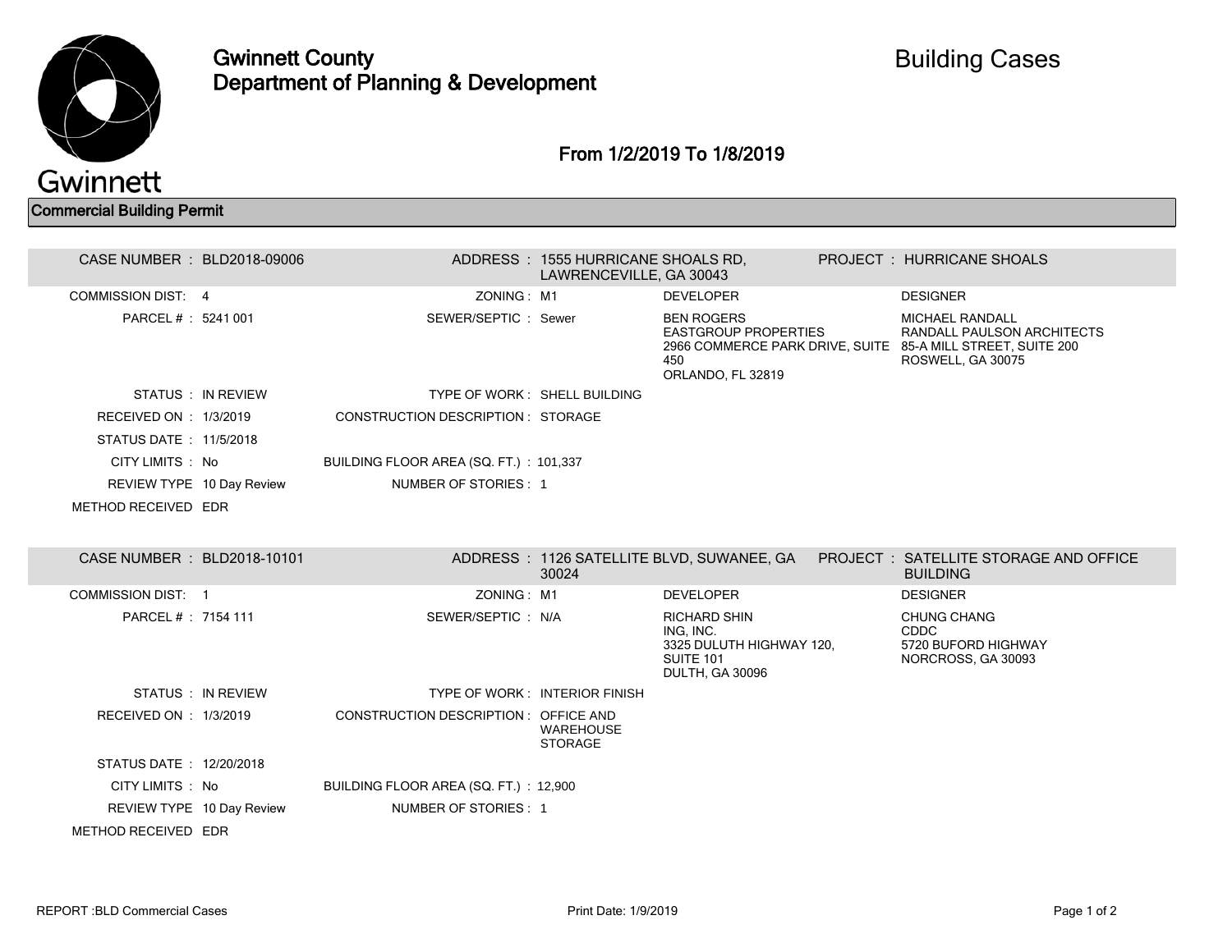# Gwinnett County Department of Planning & Development

## Building Cases

### From 1/2/2019 To 1/8/2019

## Commercial Building Permit

**CASE NUMBER :** BLD2018-09006
**ADDRESS :** 1555 HURRICANE SHOALS RD, LAWRENCEVILLE, GA 30043
**PROJECT :** HURRICANE SHOALS

| | | | |
|---|---|---|---|
| COMMISSION DIST: 4 | ZONING : M1 | DEVELOPER | DESIGNER |
| PARCEL # : 5241 001 | SEWER/SEPTIC : Sewer | BEN ROGERS<br>EASTGROUP PROPERTIES<br>2966 COMMERCE PARK DRIVE, SUITE 450<br>ORLANDO, FL 32819 | MICHAEL RANDALL<br>RANDALL PAULSON ARCHITECTS<br>85-A MILL STREET, SUITE 200<br>ROSWELL, GA 30075 |
| STATUS : IN REVIEW | TYPE OF WORK : SHELL BUILDING | | |
| RECEIVED ON : 1/3/2019 | CONSTRUCTION DESCRIPTION : STORAGE | | |
| STATUS DATE : 11/5/2018 | | | |
| CITY LIMITS : No | BUILDING FLOOR AREA (SQ. FT.) : 101,337 | | |
| REVIEW TYPE 10 Day Review | NUMBER OF STORIES : 1 | | |
| METHOD RECEIVED EDR | | | |

**CASE NUMBER :** BLD2018-10101
**ADDRESS :** 1126 SATELLITE BLVD, SUWANEE, GA 30024
**PROJECT :** SATELLITE STORAGE AND OFFICE BUILDING

| | | | |
|---|---|---|---|
| COMMISSION DIST: 1 | ZONING : M1 | DEVELOPER | DESIGNER |
| PARCEL # : 7154 111 | SEWER/SEPTIC : N/A | RICHARD SHIN<br>ING, INC.<br>3325 DULUTH HIGHWAY 120, SUITE 101<br>DULTH, GA 30096 | CHUNG CHANG<br>CDDC<br>5720 BUFORD HIGHWAY<br>NORCROSS, GA 30093 |
| STATUS : IN REVIEW | TYPE OF WORK : INTERIOR FINISH | | |
| RECEIVED ON : 1/3/2019 | CONSTRUCTION DESCRIPTION : OFFICE AND WAREHOUSE STORAGE | | |
| STATUS DATE : 12/20/2018 | | | |
| CITY LIMITS : No | BUILDING FLOOR AREA (SQ. FT.) : 12,900 | | |
| REVIEW TYPE 10 Day Review | NUMBER OF STORIES : 1 | | |
| METHOD RECEIVED EDR | | | |

REPORT :BLD Commercial Cases  Print Date: 1/9/2019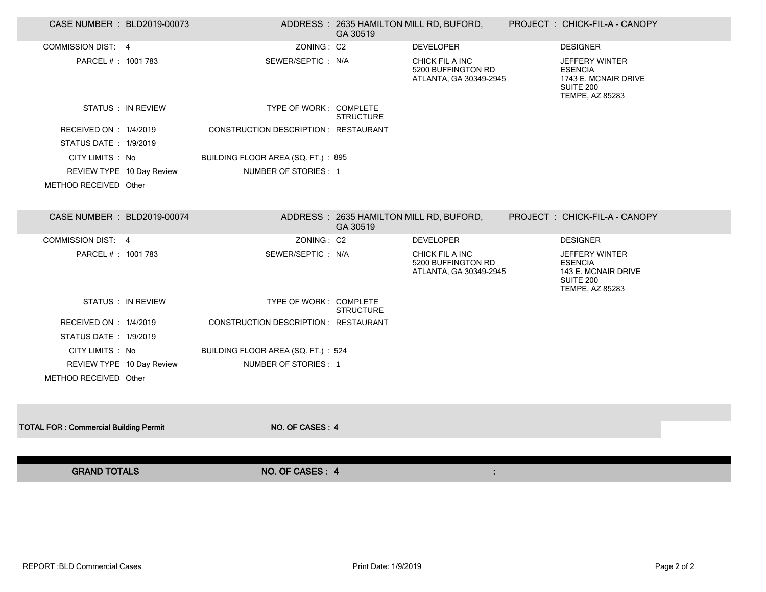| CASE NUMBER : BLD2019-00073 | ADDRESS : 2635 HAMILTON MILL RD, BUFORD, GA 30519 | PROJECT : CHICK-FIL-A - CANOPY | |
|---|---|---|---|
| COMMISSION DIST: 4 | ZONING : C2 | DEVELOPER | DESIGNER |
| PARCEL # : 1001 783 | SEWER/SEPTIC : N/A | CHICK FIL A INC<br>5200 BUFFINGTON RD<br>ATLANTA, GA 30349-2945 | JEFFERY WINTER<br>ESENCIA<br>1743 E. MCNAIR DRIVE<br>SUITE 200<br>TEMPE, AZ 85283 |
| STATUS : IN REVIEW | TYPE OF WORK : COMPLETE STRUCTURE | | |
| RECEIVED ON : 1/4/2019 | CONSTRUCTION DESCRIPTION : RESTAURANT | | |
| STATUS DATE : 1/9/2019 | | | |
| CITY LIMITS : No | BUILDING FLOOR AREA (SQ. FT.) : 895 | | |
| REVIEW TYPE 10 Day Review | NUMBER OF STORIES : 1 | | |
| METHOD RECEIVED Other | | | |

| CASE NUMBER : BLD2019-00074 | ADDRESS : 2635 HAMILTON MILL RD, BUFORD, GA 30519 | PROJECT : CHICK-FIL-A - CANOPY | |
|---|---|---|---|
| COMMISSION DIST: 4 | ZONING : C2 | DEVELOPER | DESIGNER |
| PARCEL # : 1001 783 | SEWER/SEPTIC : N/A | CHICK FIL A INC<br>5200 BUFFINGTON RD<br>ATLANTA, GA 30349-2945 | JEFFERY WINTER<br>ESENCIA<br>143 E. MCNAIR DRIVE<br>SUITE 200<br>TEMPE, AZ 85283 |
| STATUS : IN REVIEW | TYPE OF WORK : COMPLETE STRUCTURE | | |
| RECEIVED ON : 1/4/2019 | CONSTRUCTION DESCRIPTION : RESTAURANT | | |
| STATUS DATE : 1/9/2019 | | | |
| CITY LIMITS : No | BUILDING FLOOR AREA (SQ. FT.) : 524 | | |
| REVIEW TYPE 10 Day Review | NUMBER OF STORIES : 1 | | |
| METHOD RECEIVED Other | | | |

**TOTAL FOR : Commercial Building Permit** **NO. OF CASES : 4**

**GRAND TOTALS** **NO. OF CASES : 4** :

REPORT :BLD Commercial Cases Print Date: 1/9/2019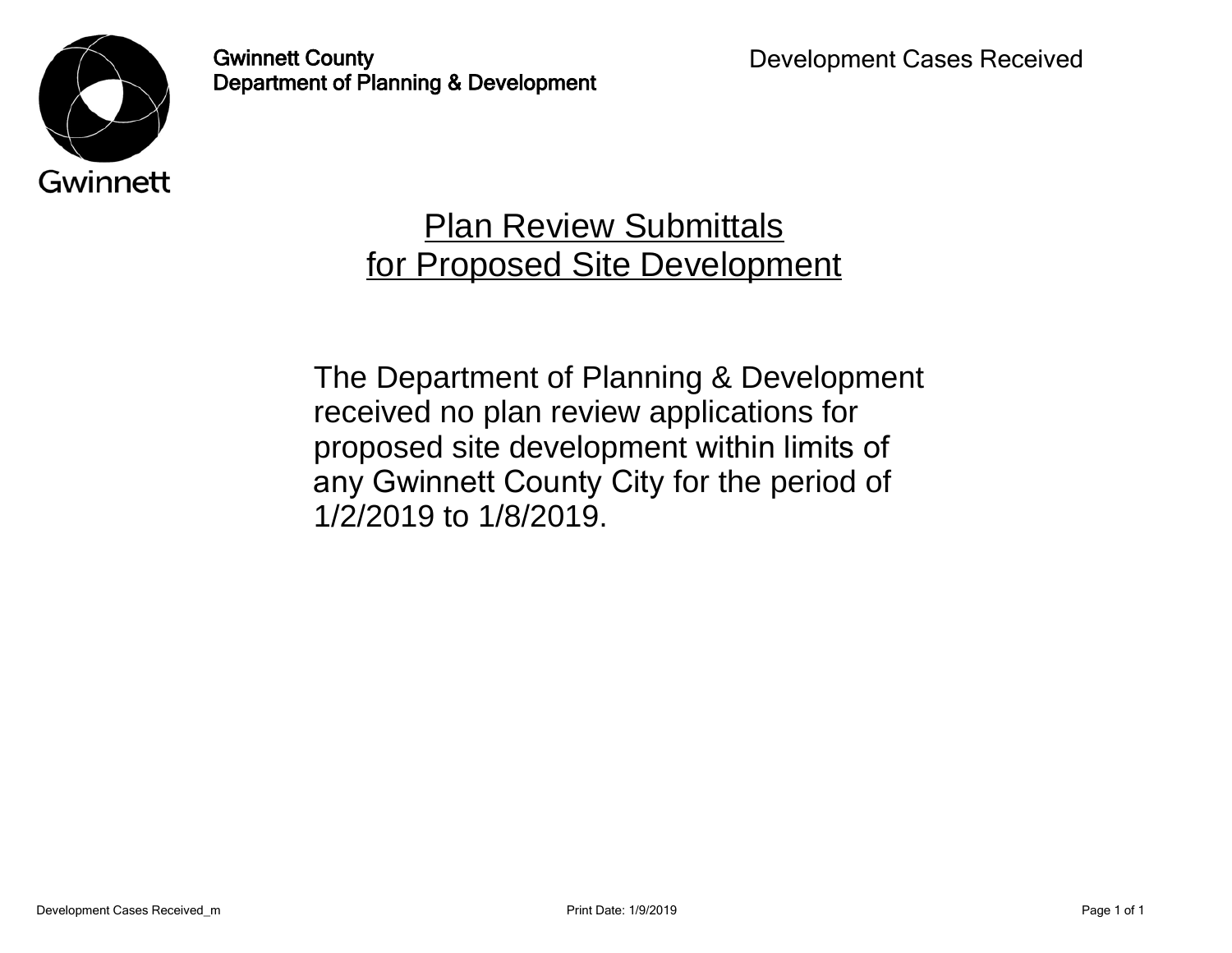Gwinnett County
Department of Planning & Development

Development Cases Received

# Plan Review Submittals for Proposed Site Development

The Department of Planning & Development received no plan review applications for proposed site development within limits of any Gwinnett County City for the period of 1/2/2019 to 1/8/2019.